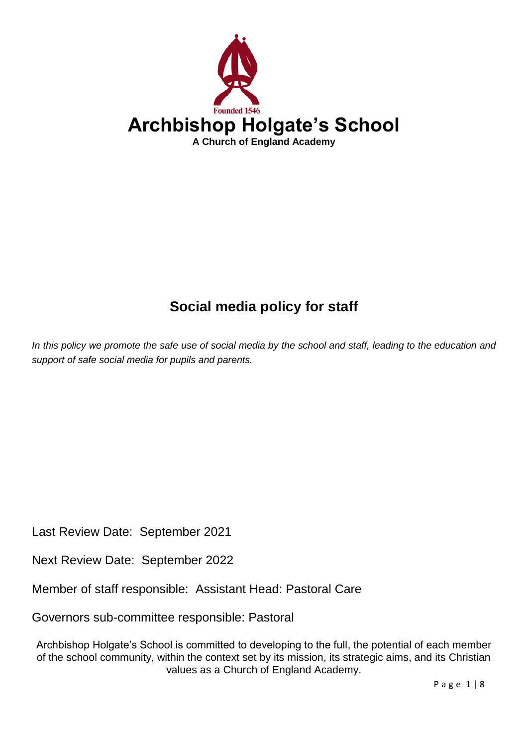Founded 1546

# Archbishop Holgate's School

**A Church of England Academy**

## Social media policy for staff

*In this policy we promote the safe use of social media by the school and staff, leading to the education and support of safe social media for pupils and parents.*

Last Review Date: September 2021

Next Review Date: September 2022

Member of staff responsible: Assistant Head: Pastoral Care

Governors sub-committee responsible: Pastoral

Archbishop Holgate's School is committed to developing to the full, the potential of each member of the school community, within the context set by its mission, its strategic aims, and its Christian values as a Church of England Academy.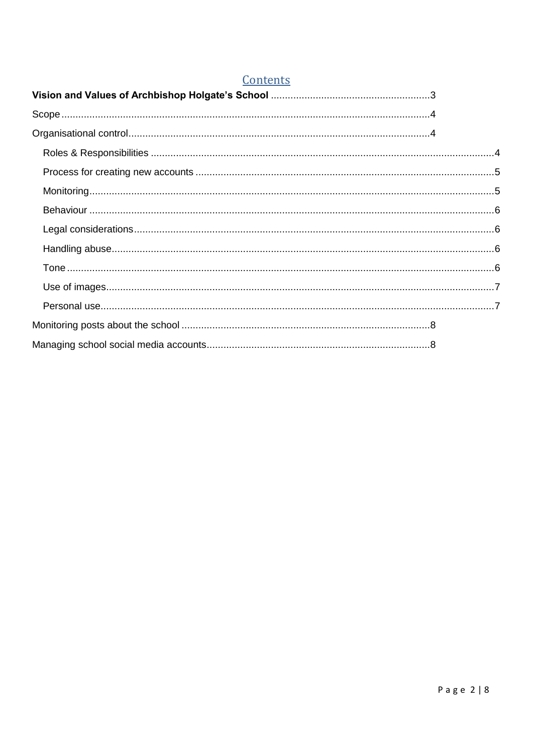## Contents

**Vision and Values of Archbishop Holgate's School** ........................................................3

Scope ........................................................4

Organisational control........................................................4

- Roles & Responsibilities ........................................................4
- Process for creating new accounts ........................................................5
- Monitoring........................................................5
- Behaviour ........................................................6
- Legal considerations........................................................6
- Handling abuse........................................................6
- Tone ........................................................6
- Use of images........................................................7
- Personal use........................................................7

Monitoring posts about the school ........................................................8

Managing school social media accounts........................................................8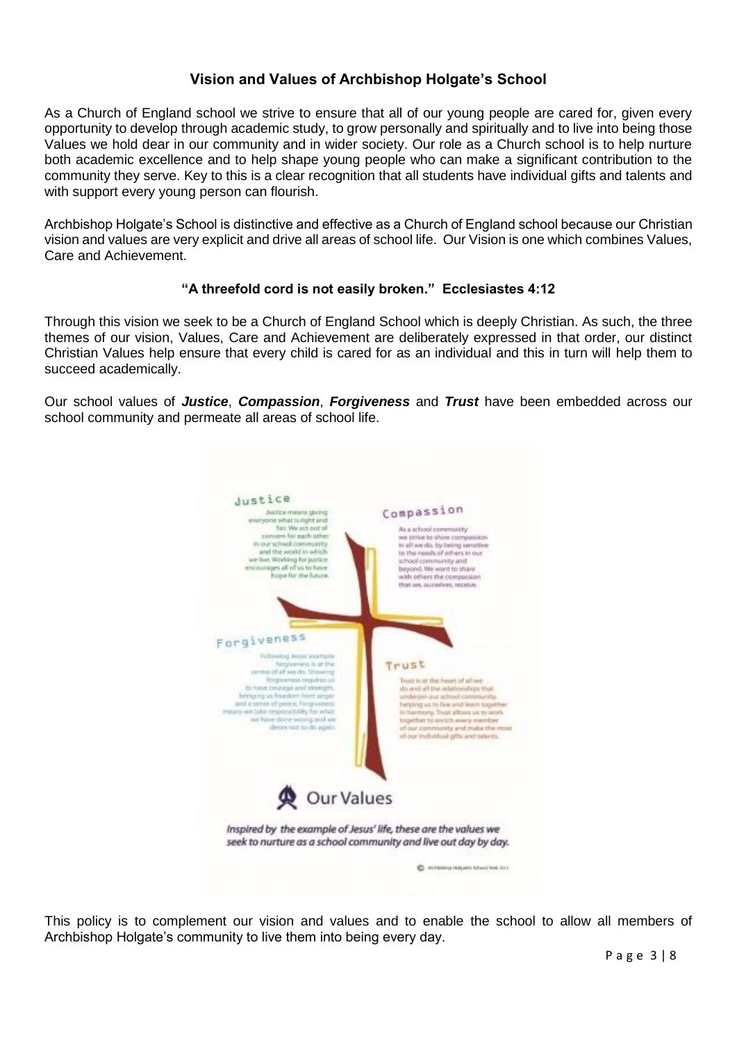## Vision and Values of Archbishop Holgate's School

As a Church of England school we strive to ensure that all of our young people are cared for, given every opportunity to develop through academic study, to grow personally and spiritually and to live into being those Values we hold dear in our community and in wider society. Our role as a Church school is to help nurture both academic excellence and to help shape young people who can make a significant contribution to the community they serve. Key to this is a clear recognition that all students have individual gifts and talents and with support every young person can flourish.

Archbishop Holgate's School is distinctive and effective as a Church of England school because our Christian vision and values are very explicit and drive all areas of school life. Our Vision is one which combines Values, Care and Achievement.

**"A threefold cord is not easily broken." Ecclesiastes 4:12**

Through this vision we seek to be a Church of England School which is deeply Christian. As such, the three themes of our vision, Values, Care and Achievement are deliberately expressed in that order, our distinct Christian Values help ensure that every child is cared for as an individual and this in turn will help them to succeed academically.

Our school values of ***Justice***, ***Compassion***, ***Forgiveness*** and ***Trust*** have been embedded across our school community and permeate all areas of school life.

**Justice**

Justice means giving everyone what is right and fair. We act out of concern for each other in our school community and the world in which we live. Working for justice encourages all of us to have hope for the future.

**Compassion**

As a school community we strive to show compassion in all we do, by being sensitive to the needs of others in our school community and beyond. We want to share with others the compassion that we, ourselves, receive.

**Forgiveness**

Following Jesus' example forgiveness is at the centre of all we do. Showing forgiveness requires us to have courage and strength, bringing us freedom from anger and a sense of peace. Forgiveness means we take responsibility for what we have done wrong and we desire not to do so again.

**Trust**

Trust is at the heart of all we do and all the relationships that underpin our school community, helping us to live and learn together in harmony. Trust allows us to work together to enrich every member of our community and make the most of our individual gifts and talents.

**Our Values**

*Inspired by the example of Jesus' life, these are the values we seek to nurture as a school community and live out day by day.*

© Archbishop Holgate's School York 2011

This policy is to complement our vision and values and to enable the school to allow all members of Archbishop Holgate's community to live them into being every day.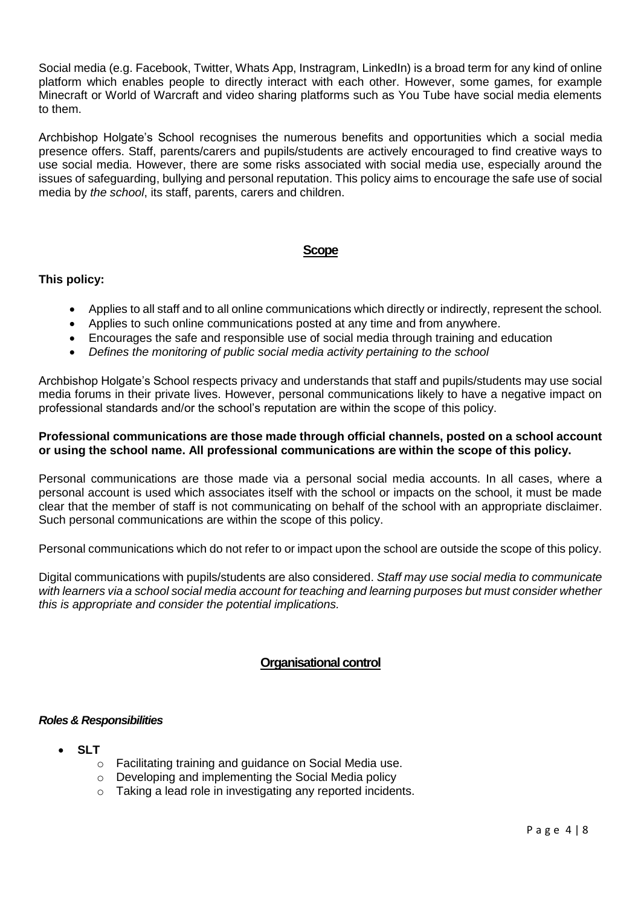Social media (e.g. Facebook, Twitter, Whats App, Instragram, LinkedIn) is a broad term for any kind of online platform which enables people to directly interact with each other. However, some games, for example Minecraft or World of Warcraft and video sharing platforms such as You Tube have social media elements to them.

Archbishop Holgate's School recognises the numerous benefits and opportunities which a social media presence offers. Staff, parents/carers and pupils/students are actively encouraged to find creative ways to use social media. However, there are some risks associated with social media use, especially around the issues of safeguarding, bullying and personal reputation. This policy aims to encourage the safe use of social media by *the school*, its staff, parents, carers and children.

## Scope

**This policy:**

- Applies to all staff and to all online communications which directly or indirectly, represent the school.
- Applies to such online communications posted at any time and from anywhere.
- Encourages the safe and responsible use of social media through training and education
- *Defines the monitoring of public social media activity pertaining to the school*

Archbishop Holgate's School respects privacy and understands that staff and pupils/students may use social media forums in their private lives. However, personal communications likely to have a negative impact on professional standards and/or the school's reputation are within the scope of this policy.

**Professional communications are those made through official channels, posted on a school account or using the school name. All professional communications are within the scope of this policy.**

Personal communications are those made via a personal social media accounts. In all cases, where a personal account is used which associates itself with the school or impacts on the school, it must be made clear that the member of staff is not communicating on behalf of the school with an appropriate disclaimer. Such personal communications are within the scope of this policy.

Personal communications which do not refer to or impact upon the school are outside the scope of this policy.

Digital communications with pupils/students are also considered. *Staff may use social media to communicate with learners via a school social media account for teaching and learning purposes but must consider whether this is appropriate and consider the potential implications.*

## Organisational control

### *Roles & Responsibilities*

- **SLT**
  - Facilitating training and guidance on Social Media use.
  - Developing and implementing the Social Media policy
  - Taking a lead role in investigating any reported incidents.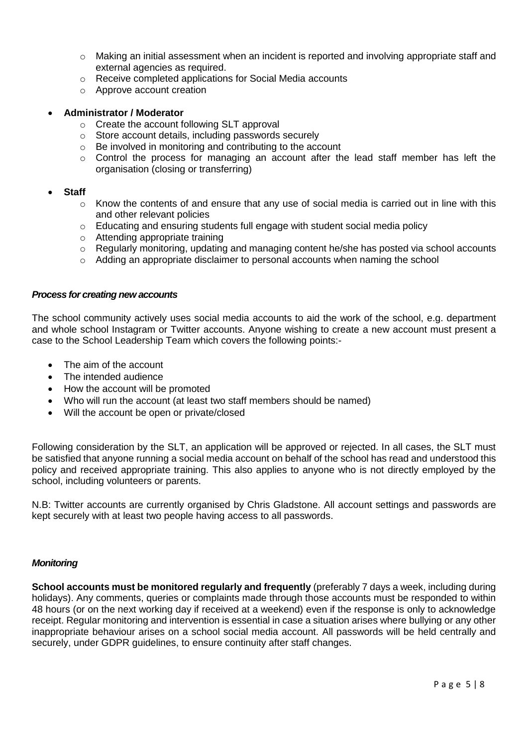- Making an initial assessment when an incident is reported and involving appropriate staff and external agencies as required.
  - Receive completed applications for Social Media accounts
  - Approve account creation

- **Administrator / Moderator**
  - Create the account following SLT approval
  - Store account details, including passwords securely
  - Be involved in monitoring and contributing to the account
  - Control the process for managing an account after the lead staff member has left the organisation (closing or transferring)

- **Staff**
  - Know the contents of and ensure that any use of social media is carried out in line with this and other relevant policies
  - Educating and ensuring students full engage with student social media policy
  - Attending appropriate training
  - Regularly monitoring, updating and managing content he/she has posted via school accounts
  - Adding an appropriate disclaimer to personal accounts when naming the school

### *Process for creating new accounts*

The school community actively uses social media accounts to aid the work of the school, e.g. department and whole school Instagram or Twitter accounts. Anyone wishing to create a new account must present a case to the School Leadership Team which covers the following points:-

- The aim of the account
- The intended audience
- How the account will be promoted
- Who will run the account (at least two staff members should be named)
- Will the account be open or private/closed

Following consideration by the SLT, an application will be approved or rejected. In all cases, the SLT must be satisfied that anyone running a social media account on behalf of the school has read and understood this policy and received appropriate training. This also applies to anyone who is not directly employed by the school, including volunteers or parents.

N.B: Twitter accounts are currently organised by Chris Gladstone. All account settings and passwords are kept securely with at least two people having access to all passwords.

### *Monitoring*

**School accounts must be monitored regularly and frequently** (preferably 7 days a week, including during holidays). Any comments, queries or complaints made through those accounts must be responded to within 48 hours (or on the next working day if received at a weekend) even if the response is only to acknowledge receipt. Regular monitoring and intervention is essential in case a situation arises where bullying or any other inappropriate behaviour arises on a school social media account. All passwords will be held centrally and securely, under GDPR guidelines, to ensure continuity after staff changes.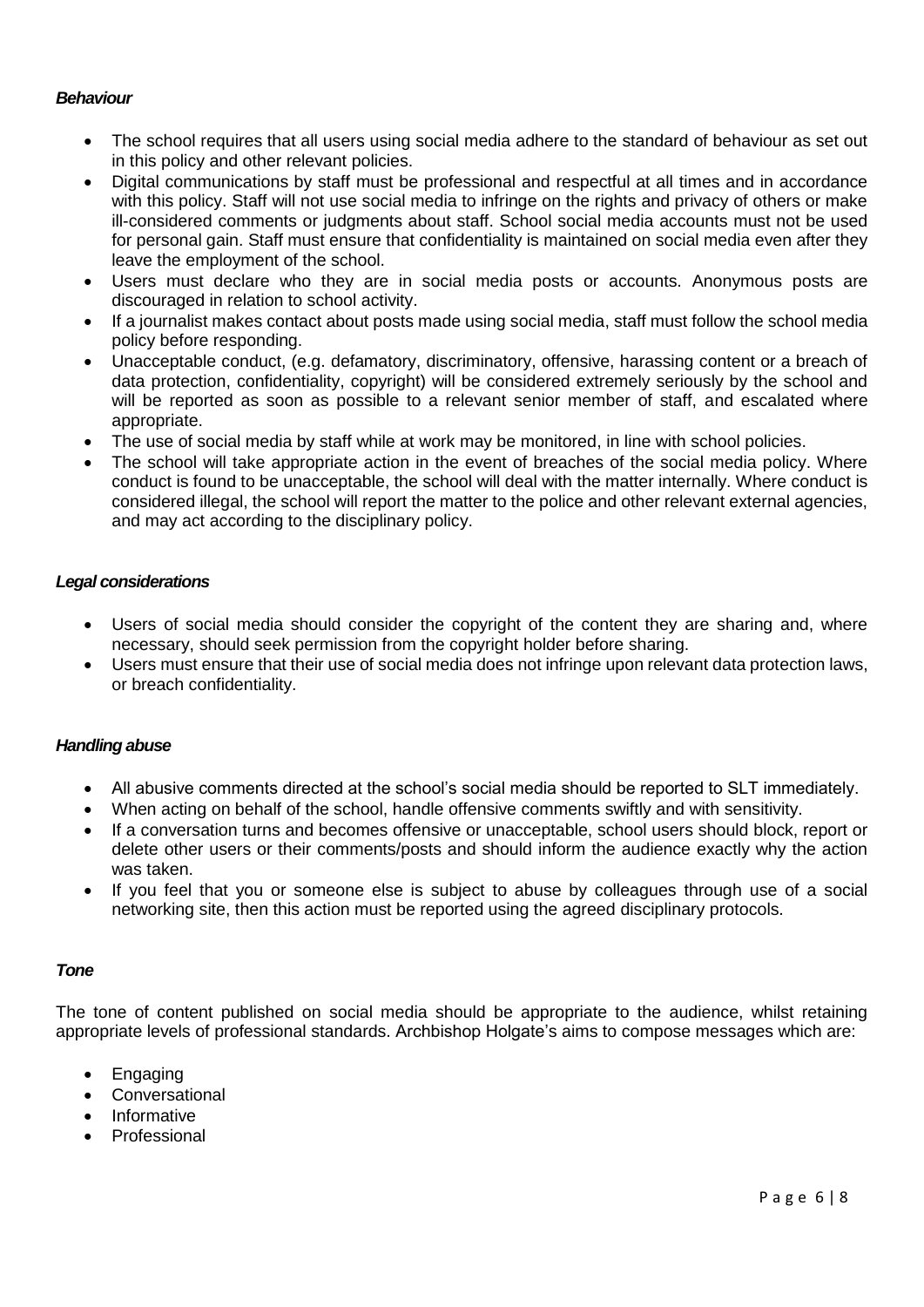***Behaviour***

- The school requires that all users using social media adhere to the standard of behaviour as set out in this policy and other relevant policies.
- Digital communications by staff must be professional and respectful at all times and in accordance with this policy. Staff will not use social media to infringe on the rights and privacy of others or make ill-considered comments or judgments about staff. School social media accounts must not be used for personal gain. Staff must ensure that confidentiality is maintained on social media even after they leave the employment of the school.
- Users must declare who they are in social media posts or accounts. Anonymous posts are discouraged in relation to school activity.
- If a journalist makes contact about posts made using social media, staff must follow the school media policy before responding.
- Unacceptable conduct, (e.g. defamatory, discriminatory, offensive, harassing content or a breach of data protection, confidentiality, copyright) will be considered extremely seriously by the school and will be reported as soon as possible to a relevant senior member of staff, and escalated where appropriate.
- The use of social media by staff while at work may be monitored, in line with school policies.
- The school will take appropriate action in the event of breaches of the social media policy. Where conduct is found to be unacceptable, the school will deal with the matter internally. Where conduct is considered illegal, the school will report the matter to the police and other relevant external agencies, and may act according to the disciplinary policy.

***Legal considerations***

- Users of social media should consider the copyright of the content they are sharing and, where necessary, should seek permission from the copyright holder before sharing.
- Users must ensure that their use of social media does not infringe upon relevant data protection laws, or breach confidentiality.

***Handling abuse***

- All abusive comments directed at the school's social media should be reported to SLT immediately.
- When acting on behalf of the school, handle offensive comments swiftly and with sensitivity.
- If a conversation turns and becomes offensive or unacceptable, school users should block, report or delete other users or their comments/posts and should inform the audience exactly why the action was taken.
- If you feel that you or someone else is subject to abuse by colleagues through use of a social networking site, then this action must be reported using the agreed disciplinary protocols.

***Tone***

The tone of content published on social media should be appropriate to the audience, whilst retaining appropriate levels of professional standards. Archbishop Holgate's aims to compose messages which are:

- Engaging
- Conversational
- Informative
- Professional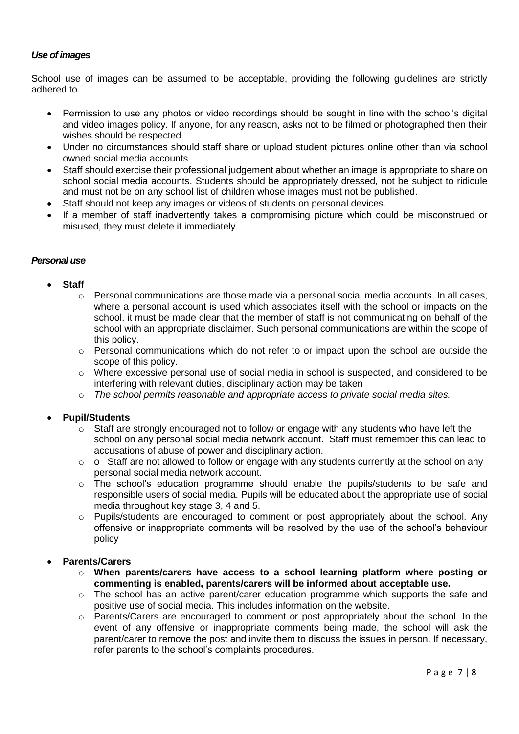***Use of images***

School use of images can be assumed to be acceptable, providing the following guidelines are strictly adhered to.

- Permission to use any photos or video recordings should be sought in line with the school's digital and video images policy. If anyone, for any reason, asks not to be filmed or photographed then their wishes should be respected.
- Under no circumstances should staff share or upload student pictures online other than via school owned social media accounts
- Staff should exercise their professional judgement about whether an image is appropriate to share on school social media accounts. Students should be appropriately dressed, not be subject to ridicule and must not be on any school list of children whose images must not be published.
- Staff should not keep any images or videos of students on personal devices.
- If a member of staff inadvertently takes a compromising picture which could be misconstrued or misused, they must delete it immediately.

***Personal use***

- **Staff**
    - Personal communications are those made via a personal social media accounts. In all cases, where a personal account is used which associates itself with the school or impacts on the school, it must be made clear that the member of staff is not communicating on behalf of the school with an appropriate disclaimer. Such personal communications are within the scope of this policy.
    - Personal communications which do not refer to or impact upon the school are outside the scope of this policy.
    - Where excessive personal use of social media in school is suspected, and considered to be interfering with relevant duties, disciplinary action may be taken
    - *The school permits reasonable and appropriate access to private social media sites.*

- **Pupil/Students**
    - Staff are strongly encouraged not to follow or engage with any students who have left the school on any personal social media network account. Staff must remember this can lead to accusations of abuse of power and disciplinary action.
    - o Staff are not allowed to follow or engage with any students currently at the school on any personal social media network account.
    - The school's education programme should enable the pupils/students to be safe and responsible users of social media. Pupils will be educated about the appropriate use of social media throughout key stage 3, 4 and 5.
    - Pupils/students are encouraged to comment or post appropriately about the school. Any offensive or inappropriate comments will be resolved by the use of the school's behaviour policy

- **Parents/Carers**
    - **When parents/carers have access to a school learning platform where posting or commenting is enabled, parents/carers will be informed about acceptable use.**
    - The school has an active parent/carer education programme which supports the safe and positive use of social media. This includes information on the website.
    - Parents/Carers are encouraged to comment or post appropriately about the school. In the event of any offensive or inappropriate comments being made, the school will ask the parent/carer to remove the post and invite them to discuss the issues in person. If necessary, refer parents to the school's complaints procedures.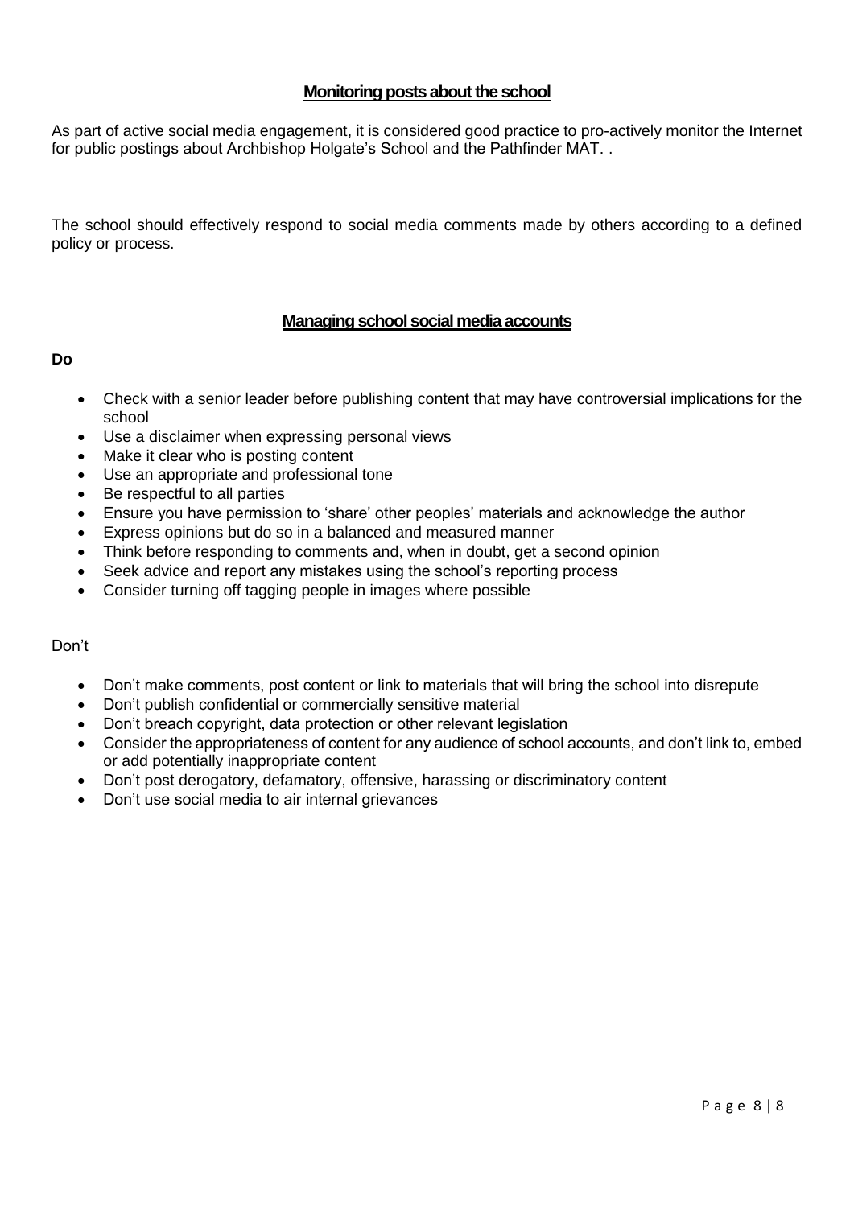## Monitoring posts about the school

As part of active social media engagement, it is considered good practice to pro-actively monitor the Internet for public postings about Archbishop Holgate's School and the Pathfinder MAT. .

The school should effectively respond to social media comments made by others according to a defined policy or process.

## Managing school social media accounts

**Do**

- Check with a senior leader before publishing content that may have controversial implications for the school
- Use a disclaimer when expressing personal views
- Make it clear who is posting content
- Use an appropriate and professional tone
- Be respectful to all parties
- Ensure you have permission to 'share' other peoples' materials and acknowledge the author
- Express opinions but do so in a balanced and measured manner
- Think before responding to comments and, when in doubt, get a second opinion
- Seek advice and report any mistakes using the school's reporting process
- Consider turning off tagging people in images where possible

Don't

- Don't make comments, post content or link to materials that will bring the school into disrepute
- Don't publish confidential or commercially sensitive material
- Don't breach copyright, data protection or other relevant legislation
- Consider the appropriateness of content for any audience of school accounts, and don't link to, embed or add potentially inappropriate content
- Don't post derogatory, defamatory, offensive, harassing or discriminatory content
- Don't use social media to air internal grievances